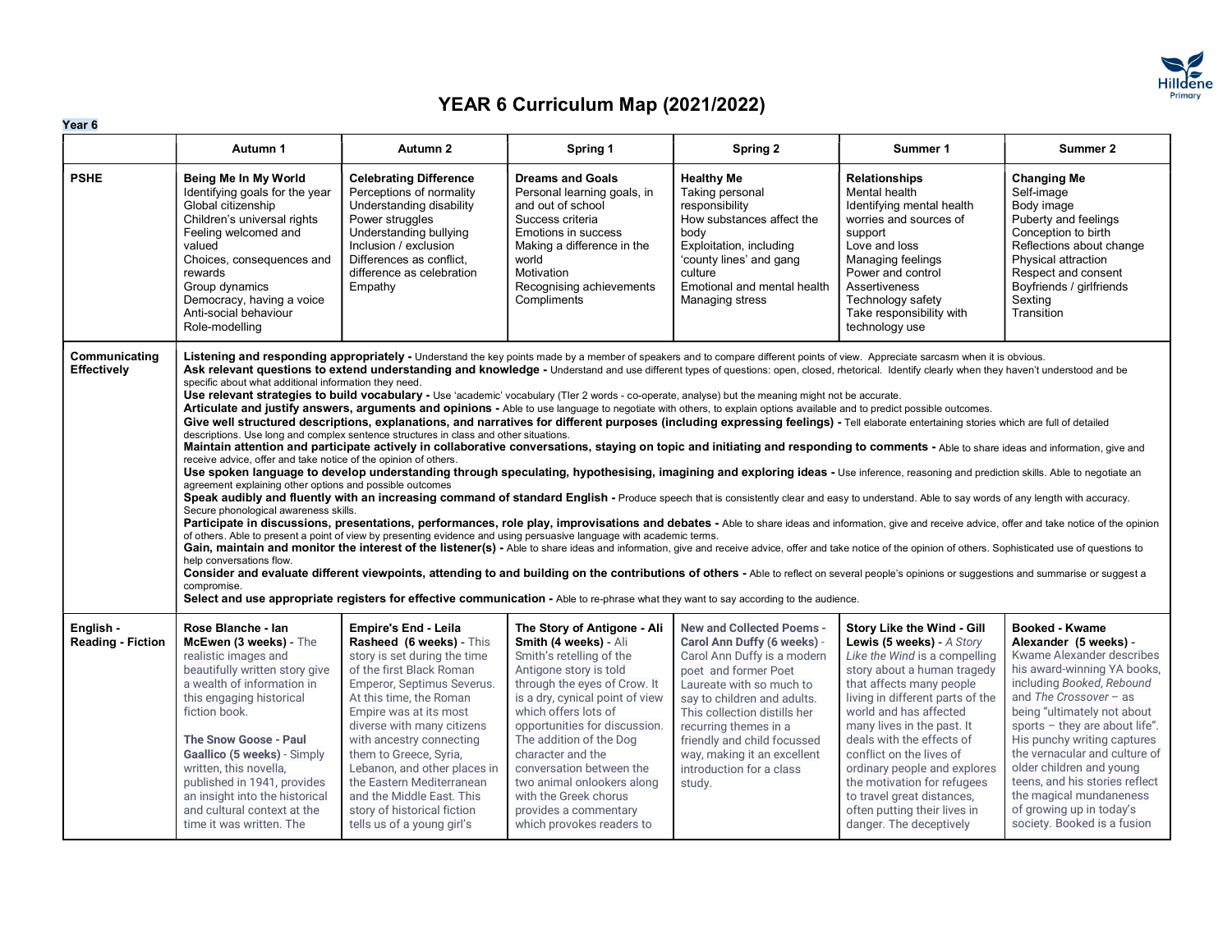# YEAR 6 Curriculum Map (2021/2022)

**Year 6**

| | Autumn 1 | Autumn 2 | Spring 1 | Spring 2 | Summer 1 | Summer 2 |
|---|---|---|---|---|---|---|
| **PSHE** | **Being Me In My World**<br>Identifying goals for the year<br>Global citizenship<br>Children's universal rights<br>Feeling welcomed and valued<br>Choices, consequences and rewards<br>Group dynamics<br>Democracy, having a voice<br>Anti-social behaviour<br>Role-modelling | **Celebrating Difference**<br>Perceptions of normality<br>Understanding disability<br>Power struggles<br>Understanding bullying<br>Inclusion / exclusion<br>Differences as conflict, difference as celebration<br>Empathy | **Dreams and Goals**<br>Personal learning goals, in and out of school<br>Success criteria<br>Emotions in success<br>Making a difference in the world<br>Motivation<br>Recognising achievements<br>Compliments | **Healthy Me**<br>Taking personal responsibility<br>How substances affect the body<br>Exploitation, including 'county lines' and gang culture<br>Emotional and mental health<br>Managing stress | **Relationships**<br>Mental health<br>Identifying mental health worries and sources of support<br>Love and loss<br>Managing feelings<br>Power and control<br>Assertiveness<br>Technology safety<br>Take responsibility with technology use | **Changing Me**<br>Self-image<br>Body image<br>Puberty and feelings<br>Conception to birth<br>Reflections about change<br>Physical attraction<br>Respect and consent<br>Boyfriends / girlfriends<br>Sexting<br>Transition |
| **Communicating Effectively** | **Listening and responding appropriately -** Understand the key points made by a member of speakers and to compare different points of view. Appreciate sarcasm when it is obvious.<br>**Ask relevant questions to extend understanding and knowledge -** Understand and use different types of questions: open, closed, rhetorical. Identify clearly when they haven't understood and be specific about what additional information they need.<br>**Use relevant strategies to build vocabulary -** Use 'academic' vocabulary (TIer 2 words - co-operate, analyse) but the meaning might not be accurate.<br>**Articulate and justify answers, arguments and opinions -** Able to use language to negotiate with others, to explain options available and to predict possible outcomes.<br>**Give well structured descriptions, explanations, and narratives for different purposes (including expressing feelings) -** Tell elaborate entertaining stories which are full of detailed descriptions. Use long and complex sentence structures in class and other situations.<br>**Maintain attention and participate actively in collaborative conversations, staying on topic and initiating and responding to comments -** Able to share ideas and information, give and receive advice, offer and take notice of the opinion of others.<br>**Use spoken language to develop understanding through speculating, hypothesising, imagining and exploring ideas -** Use inference, reasoning and prediction skills. Able to negotiate an agreement explaining other options and possible outcomes<br>**Speak audibly and fluently with an increasing command of standard English -** Produce speech that is consistently clear and easy to understand. Able to say words of any length with accuracy. Secure phonological awareness skills.<br>**Participate in discussions, presentations, performances, role play, improvisations and debates -** Able to share ideas and information, give and receive advice, offer and take notice of the opinion of others. Able to present a point of view by presenting evidence and using persuasive language with academic terms.<br>**Gain, maintain and monitor the interest of the listener(s) -** Able to share ideas and information, give and receive advice, offer and take notice of the opinion of others. Sophisticated use of questions to help conversations flow.<br>**Consider and evaluate different viewpoints, attending to and building on the contributions of others -** Able to reflect on several people's opinions or suggestions and summarise or suggest a compromise.<br>**Select and use appropriate registers for effective communication -** Able to re-phrase what they want to say according to the audience. | | | | | |
| **English - Reading - Fiction** | **Rose Blanche - Ian McEwen (3 weeks)** - The realistic images and beautifully written story give a wealth of information in this engaging historical fiction book.<br><br>**The Snow Goose - Paul Gaallico (5 weeks)** - Simply written, this novella, published in 1941, provides an insight into the historical and cultural context at the time it was written. The | **Empire's End - Leila Rasheed (6 weeks)** - This story is set during the time of the first Black Roman Emperor, Septimus Severus. At this time, the Roman Empire was at its most diverse with many citizens with ancestry connecting them to Greece, Syria, Lebanon, and other places in the Eastern Mediterranean and the Middle East. This story of historical fiction tells us of a young girl's | **The Story of Antigone - Ali Smith (4 weeks)** - Ali Smith's retelling of the Antigone story is told through the eyes of Crow. It is a dry, cynical point of view which offers lots of opportunities for discussion. The addition of the Dog character and the conversation between the two animal onlookers along with the Greek chorus provides a commentary which provokes readers to | **New and Collected Poems - Carol Ann Duffy (6 weeks)** - Carol Ann Duffy is a modern poet and former Poet Laureate with so much to say to children and adults. This collection distills her recurring themes in a friendly and child focussed way, making it an excellent introduction for a class study. | **Story Like the Wind - Gill Lewis (5 weeks)** - *A Story Like the Wind* is a compelling story about a human tragedy that affects many people living in different parts of the world and has affected many lives in the past. It deals with the effects of conflict on the lives of ordinary people and explores the motivation for refugees to travel great distances, often putting their lives in danger. The deceptively | **Booked - Kwame Alexander (5 weeks)** - Kwame Alexander describes his award-winning YA books, including *Booked*, *Rebound* and *The Crossover* – as being "ultimately not about sports – they are about life". His punchy writing captures the vernacular and culture of older children and young teens, and his stories reflect the magical mundaneness of growing up in today's society. Booked is a fusion |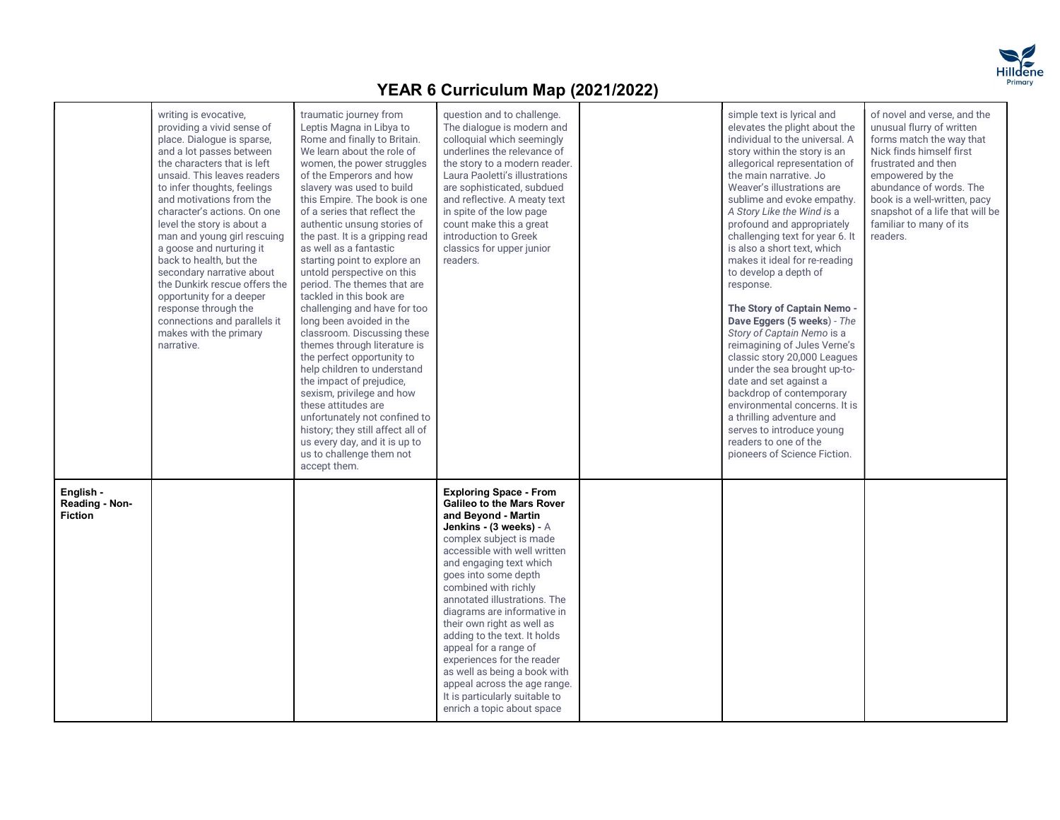# YEAR 6 Curriculum Map (2021/2022)

| | | | | | | |
|---|---|---|---|---|---|---|
| | writing is evocative, providing a vivid sense of place. Dialogue is sparse, and a lot passes between the characters that is left unsaid. This leaves readers to infer thoughts, feelings and motivations from the character's actions. On one level the story is about a man and young girl rescuing a goose and nurturing it back to health, but the secondary narrative about the Dunkirk rescue offers the opportunity for a deeper response through the connections and parallels it makes with the primary narrative. | traumatic journey from Leptis Magna in Libya to Rome and finally to Britain. We learn about the role of women, the power struggles of the Emperors and how slavery was used to build this Empire. The book is one of a series that reflect the authentic unsung stories of the past. It is a gripping read as well as a fantastic starting point to explore an untold perspective on this period. The themes that are tackled in this book are challenging and have for too long been avoided in the classroom. Discussing these themes through literature is the perfect opportunity to help children to understand the impact of prejudice, sexism, privilege and how these attitudes are unfortunately not confined to history; they still affect all of us every day, and it is up to us to challenge them not accept them. | question and to challenge. The dialogue is modern and colloquial which seemingly underlines the relevance of the story to a modern reader. Laura Paoletti's illustrations are sophisticated, subdued and reflective. A meaty text in spite of the low page count make this a great introduction to Greek classics for upper junior readers. | | simple text is lyrical and elevates the plight about the individual to the universal. A story within the story is an allegorical representation of the main narrative. Jo Weaver's illustrations are sublime and evoke empathy. *A Story Like the Wind* is a profound and appropriately challenging text for year 6. It is also a short text, which makes it ideal for re-reading to develop a depth of response.<br><br>**The Story of Captain Nemo - Dave Eggers (5 weeks)** - *The Story of Captain Nemo* is a reimagining of Jules Verne's classic story 20,000 Leagues under the sea brought up-to-date and set against a backdrop of contemporary environmental concerns. It is a thrilling adventure and serves to introduce young readers to one of the pioneers of Science Fiction. | of novel and verse, and the unusual flurry of written forms match the way that Nick finds himself first frustrated and then empowered by the abundance of words. The book is a well-written, pacy snapshot of a life that will be familiar to many of its readers. |
| **English - Reading - Non-Fiction** | | | **Exploring Space - From Galileo to the Mars Rover and Beyond - Martin Jenkins - (3 weeks)** - A complex subject is made accessible with well written and engaging text which goes into some depth combined with richly annotated illustrations. The diagrams are informative in their own right as well as adding to the text. It holds appeal for a range of experiences for the reader as well as being a book with appeal across the age range. It is particularly suitable to enrich a topic about space | | | |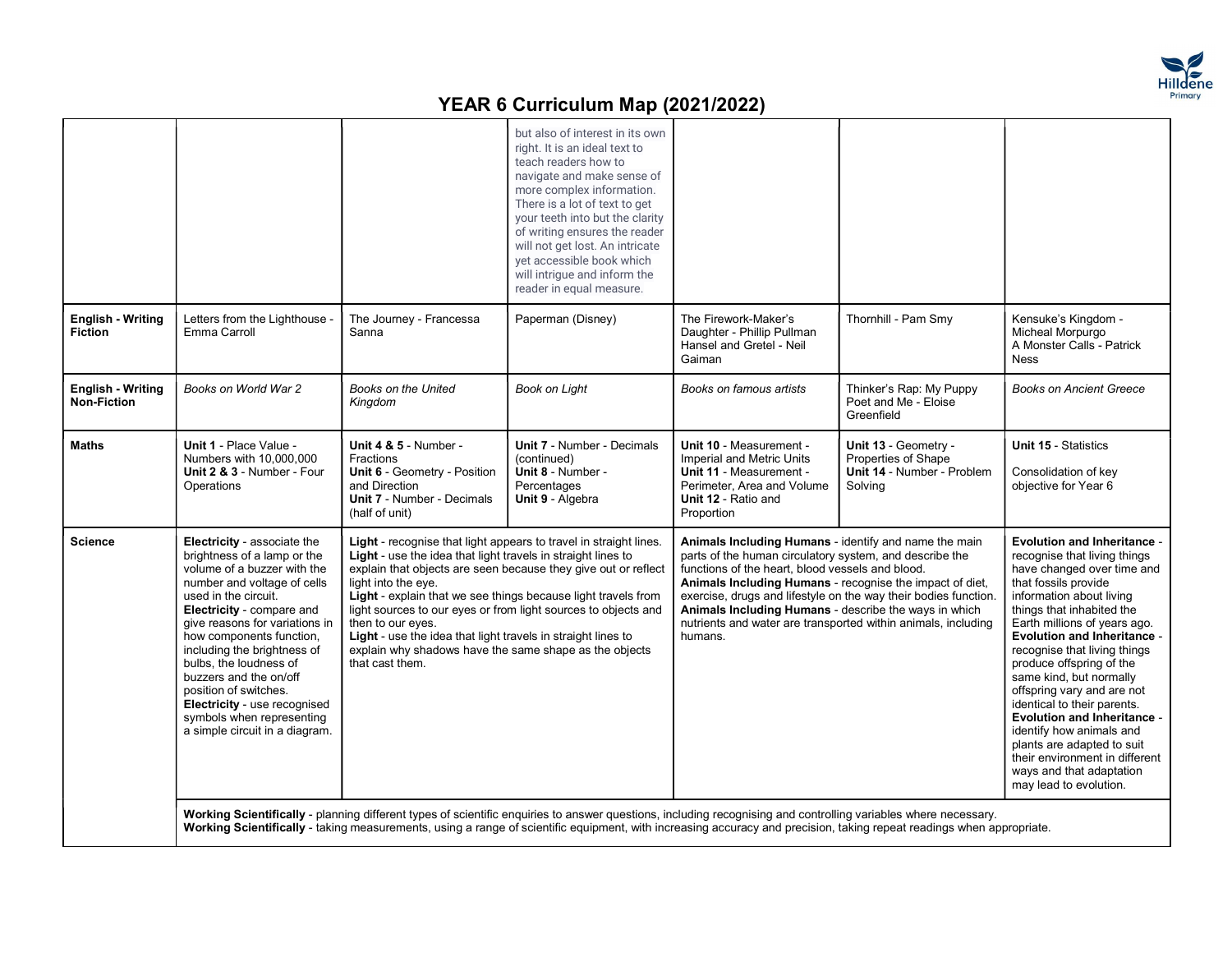# YEAR 6 Curriculum Map (2021/2022)

| | | | | | | |
|---|---|---|---|---|---|---|
| | | | but also of interest in its own right. It is an ideal text to teach readers how to navigate and make sense of more complex information. There is a lot of text to get your teeth into but the clarity of writing ensures the reader will not get lost. An intricate yet accessible book which will intrigue and inform the reader in equal measure. | | | |
| **English - Writing Fiction** | Letters from the Lighthouse - Emma Carroll | The Journey - Francessa Sanna | Paperman (Disney) | The Firework-Maker's Daughter - Phillip Pullman<br>Hansel and Gretel - Neil Gaiman | Thornhill - Pam Smy | Kensuke's Kingdom - Micheal Morpurgo<br>A Monster Calls - Patrick Ness |
| **English - Writing Non-Fiction** | *Books on World War 2* | *Books on the United Kingdom* | *Book on Light* | *Books on famous artists* | Thinker's Rap: My Puppy Poet and Me - Eloise Greenfield | *Books on Ancient Greece* |
| **Maths** | **Unit 1** - Place Value - Numbers with 10,000,000<br>**Unit 2 & 3** - Number - Four Operations | **Unit 4 & 5** - Number - Fractions<br>**Unit 6** - Geometry - Position and Direction<br>**Unit 7** - Number - Decimals (half of unit) | **Unit 7** - Number - Decimals (continued)<br>**Unit 8** - Number - Percentages<br>**Unit 9** - Algebra | **Unit 10** - Measurement - Imperial and Metric Units<br>**Unit 11** - Measurement - Perimeter, Area and Volume<br>**Unit 12** - Ratio and Proportion | **Unit 13** - Geometry - Properties of Shape<br>**Unit 14** - Number - Problem Solving | **Unit 15** - Statistics<br><br>Consolidation of key objective for Year 6 |
| **Science** | **Electricity** - associate the brightness of a lamp or the volume of a buzzer with the number and voltage of cells used in the circuit.<br>**Electricity** - compare and give reasons for variations in how components function, including the brightness of bulbs, the loudness of buzzers and the on/off position of switches.<br>**Electricity** - use recognised symbols when representing a simple circuit in a diagram. | **Light** - recognise that light appears to travel in straight lines.<br>**Light** - use the idea that light travels in straight lines to explain that objects are seen because they give out or reflect light into the eye.<br>**Light** - explain that we see things because light travels from light sources to our eyes or from light sources to objects and then to our eyes.<br>**Light** - use the idea that light travels in straight lines to explain why shadows have the same shape as the objects that cast them. | | **Animals Including Humans** - identify and name the main parts of the human circulatory system, and describe the functions of the heart, blood vessels and blood.<br>**Animals Including Humans** - recognise the impact of diet, exercise, drugs and lifestyle on the way their bodies function.<br>**Animals Including Humans** - describe the ways in which nutrients and water are transported within animals, including humans. | | **Evolution and Inheritance** - recognise that living things have changed over time and that fossils provide information about living things that inhabited the Earth millions of years ago.<br>**Evolution and Inheritance** - recognise that living things produce offspring of the same kind, but normally offspring vary and are not identical to their parents.<br>**Evolution and Inheritance** - identify how animals and plants are adapted to suit their environment in different ways and that adaptation may lead to evolution. |
| | **Working Scientifically** - planning different types of scientific enquiries to answer questions, including recognising and controlling variables where necessary.<br>**Working Scientifically** - taking measurements, using a range of scientific equipment, with increasing accuracy and precision, taking repeat readings when appropriate. | | | | | |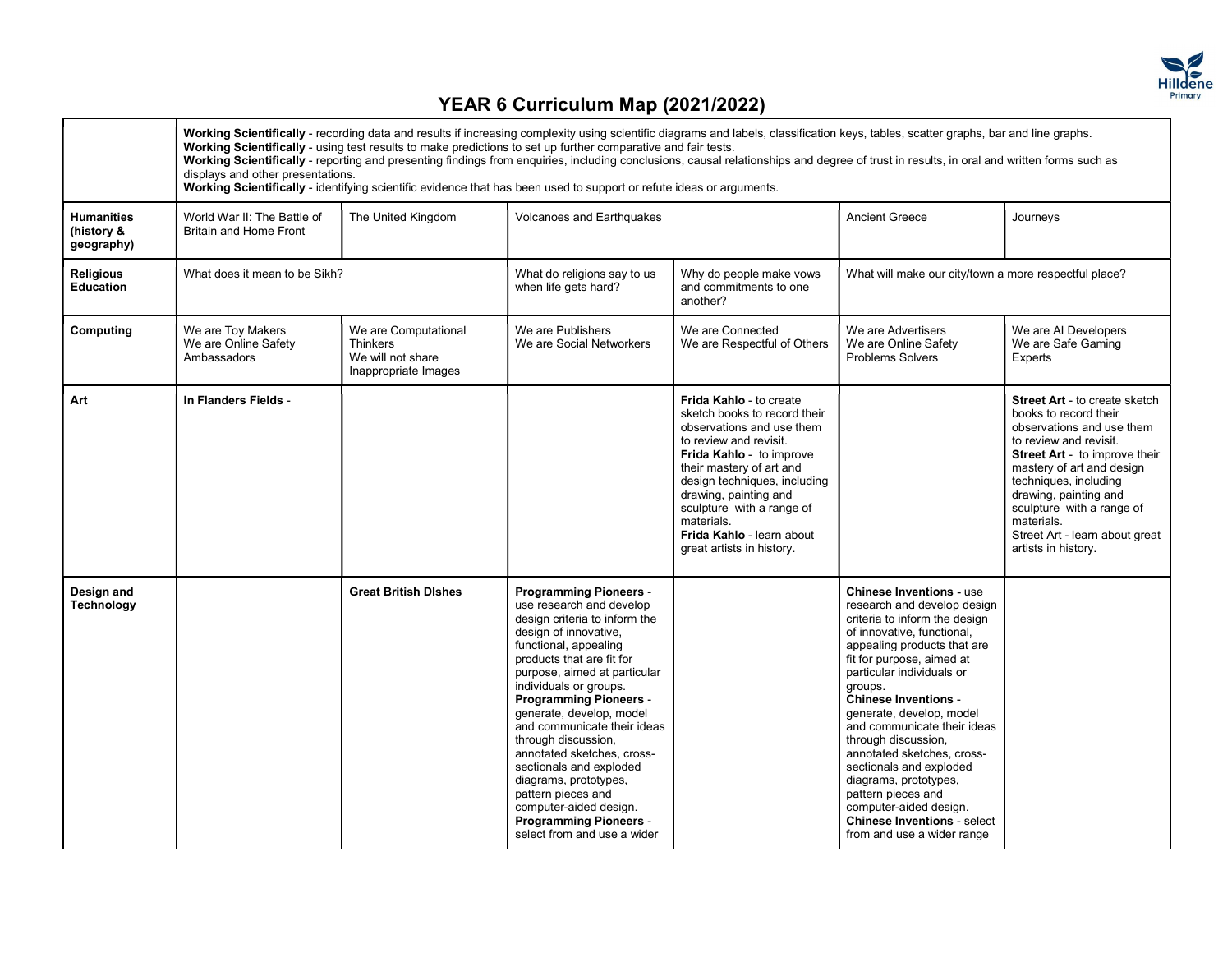# YEAR 6 Curriculum Map (2021/2022)

| | | | | | | |
|---|---|---|---|---|---|---|
| | **Working Scientifically** - recording data and results if increasing complexity using scientific diagrams and labels, classification keys, tables, scatter graphs, bar and line graphs.<br>**Working Scientifically** - using test results to make predictions to set up further comparative and fair tests.<br>**Working Scientifically** - reporting and presenting findings from enquiries, including conclusions, causal relationships and degree of trust in results, in oral and written forms such as displays and other presentations.<br>**Working Scientifically** - identifying scientific evidence that has been used to support or refute ideas or arguments. | | | | | |
| **Humanities (history & geography)** | World War II: The Battle of Britain and Home Front | The United Kingdom | Volcanoes and Earthquakes | | Ancient Greece | Journeys |
| **Religious Education** | What does it mean to be Sikh? | | What do religions say to us when life gets hard? | Why do people make vows and commitments to one another? | What will make our city/town a more respectful place? | |
| **Computing** | We are Toy Makers<br>We are Online Safety Ambassadors | We are Computational Thinkers<br>We will not share Inappropriate Images | We are Publishers<br>We are Social Networkers | We are Connected<br>We are Respectful of Others | We are Advertisers<br>We are Online Safety Problems Solvers | We are AI Developers<br>We are Safe Gaming Experts |
| **Art** | **In Flanders Fields** - | | | **Frida Kahlo** - to create sketch books to record their observations and use them to review and revisit.<br>**Frida Kahlo** - to improve their mastery of art and design techniques, including drawing, painting and sculpture with a range of materials.<br>**Frida Kahlo** - learn about great artists in history. | | **Street Art** - to create sketch books to record their observations and use them to review and revisit.<br>**Street Art** - to improve their mastery of art and design techniques, including drawing, painting and sculpture with a range of materials.<br>Street Art - learn about great artists in history. |
| **Design and Technology** | | **Great British DIshes** | **Programming Pioneers** - use research and develop design criteria to inform the design of innovative, functional, appealing products that are fit for purpose, aimed at particular individuals or groups.<br>**Programming Pioneers** - generate, develop, model and communicate their ideas through discussion, annotated sketches, cross-sectionals and exploded diagrams, prototypes, pattern pieces and computer-aided design.<br>**Programming Pioneers** - select from and use a wider | | **Chinese Inventions -** use research and develop design criteria to inform the design of innovative, functional, appealing products that are fit for purpose, aimed at particular individuals or groups.<br>**Chinese Inventions** - generate, develop, model and communicate their ideas through discussion, annotated sketches, cross-sectionals and exploded diagrams, prototypes, pattern pieces and computer-aided design.<br>**Chinese Inventions** - select from and use a wider range | |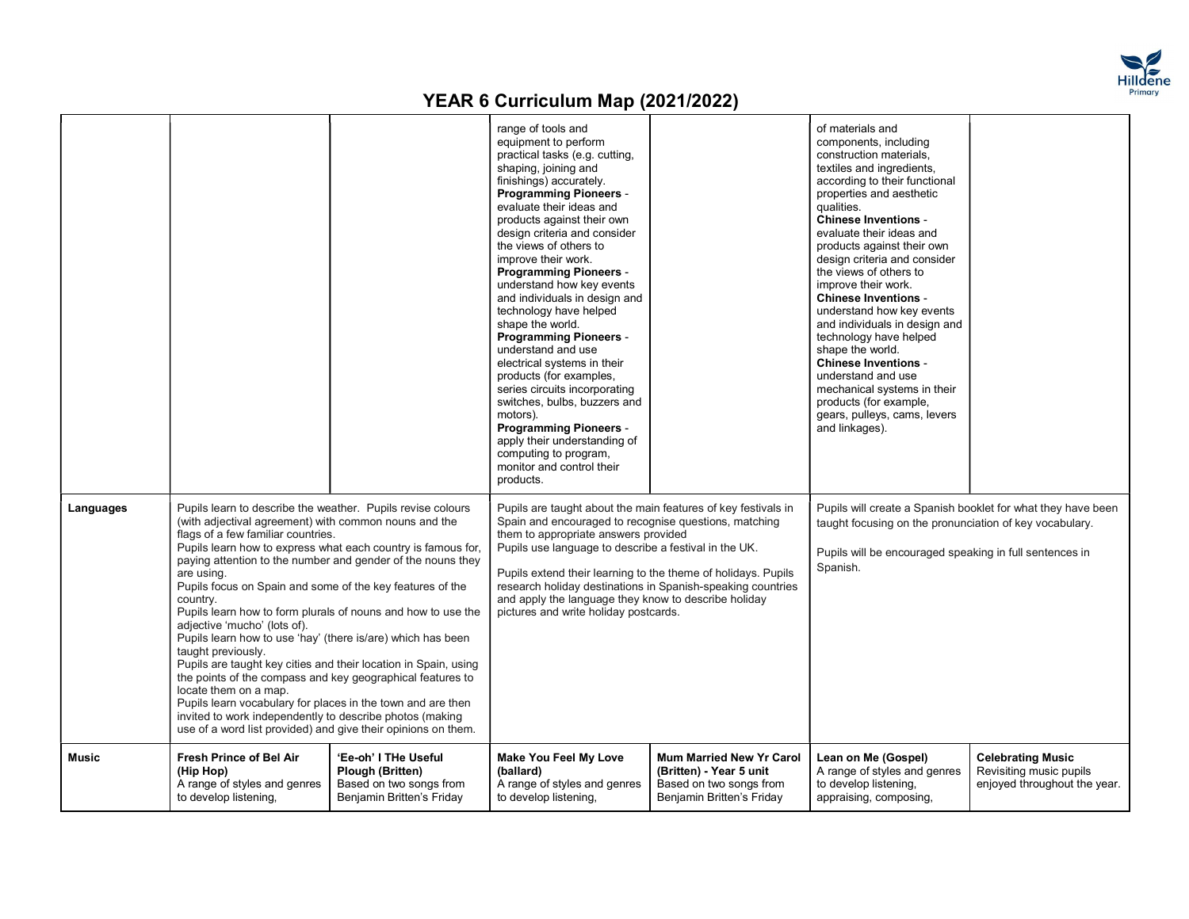# YEAR 6 Curriculum Map (2021/2022)

| | | | | | | |
|---|---|---|---|---|---|---|
| | | | range of tools and equipment to perform practical tasks (e.g. cutting, shaping, joining and finishings) accurately.<br>**Programming Pioneers** - evaluate their ideas and products against their own design criteria and consider the views of others to improve their work.<br>**Programming Pioneers** - understand how key events and individuals in design and technology have helped shape the world.<br>**Programming Pioneers** - understand and use electrical systems in their products (for examples, series circuits incorporating switches, bulbs, buzzers and motors).<br>**Programming Pioneers** - apply their understanding of computing to program, monitor and control their products. | | of materials and components, including construction materials, textiles and ingredients, according to their functional properties and aesthetic qualities.<br>**Chinese Inventions** - evaluate their ideas and products against their own design criteria and consider the views of others to improve their work.<br>**Chinese Inventions** - understand how key events and individuals in design and technology have helped shape the world.<br>**Chinese Inventions** - understand and use mechanical systems in their products (for example, gears, pulleys, cams, levers and linkages). | |
| **Languages** | Pupils learn to describe the weather. Pupils revise colours (with adjectival agreement) with common nouns and the flags of a few familiar countries.<br>Pupils learn how to express what each country is famous for, paying attention to the number and gender of the nouns they are using.<br>Pupils focus on Spain and some of the key features of the country.<br>Pupils learn how to form plurals of nouns and how to use the adjective 'mucho' (lots of).<br>Pupils learn how to use 'hay' (there is/are) which has been taught previously.<br>Pupils are taught key cities and their location in Spain, using the points of the compass and key geographical features to locate them on a map.<br>Pupils learn vocabulary for places in the town and are then invited to work independently to describe photos (making use of a word list provided) and give their opinions on them. | | Pupils are taught about the main features of key festivals in Spain and encouraged to recognise questions, matching them to appropriate answers provided<br>Pupils use language to describe a festival in the UK.<br><br>Pupils extend their learning to the theme of holidays. Pupils research holiday destinations in Spanish-speaking countries and apply the language they know to describe holiday pictures and write holiday postcards. | | Pupils will create a Spanish booklet for what they have been taught focusing on the pronunciation of key vocabulary.<br><br>Pupils will be encouraged speaking in full sentences in Spanish. | |
| **Music** | **Fresh Prince of Bel Air (Hip Hop)**<br>A range of styles and genres to develop listening, | **'Ee-oh' I THe Useful Plough (Britten)**<br>Based on two songs from Benjamin Britten's Friday | **Make You Feel My Love (ballard)**<br>A range of styles and genres to develop listening, | **Mum Married New Yr Carol (Britten) - Year 5 unit**<br>Based on two songs from Benjamin Britten's Friday | **Lean on Me (Gospel)**<br>A range of styles and genres to develop listening, appraising, composing, | **Celebrating Music**<br>Revisiting music pupils enjoyed throughout the year. |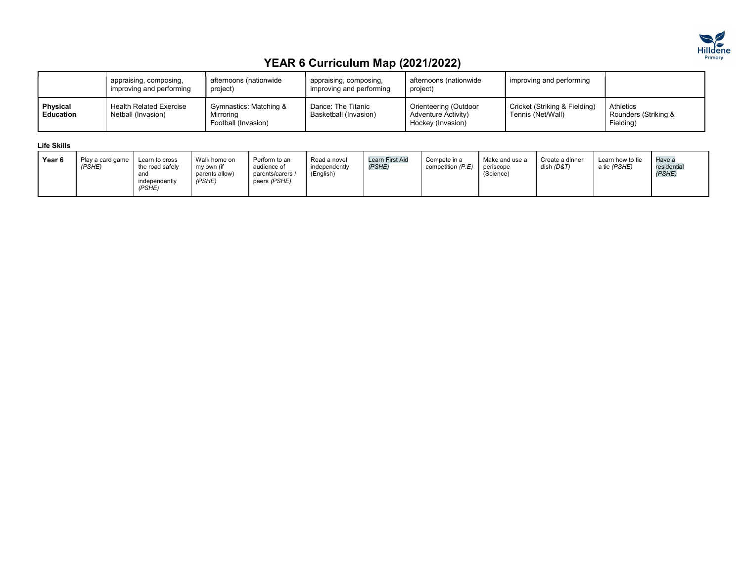# YEAR 6 Curriculum Map (2021/2022)

| | | | | | | |
|---|---|---|---|---|---|---|
| | appraising, composing, improving and performing | afternoons (nationwide project) | appraising, composing, improving and performing | afternoons (nationwide project) | improving and performing | |
| **Physical Education** | Health Related Exercise<br>Netball (Invasion) | Gymnastics: Matching & Mirroring<br>Football (Invasion) | Dance: The Titanic<br>Basketball (Invasion) | Orienteering (Outdoor Adventure Activity)<br>Hockey (Invasion) | Cricket (Striking & Fielding)<br>Tennis (Net/Wall) | Athletics<br>Rounders (Striking & Fielding) |

**Life Skills**

| | | | | | | | | | | | | |
|---|---|---|---|---|---|---|---|---|---|---|---|---|
| **Year 6** | Play a card game *(PSHE)* | Learn to cross the road safely and independently *(PSHE)* | Walk home on my own (if parents allow) *(PSHE)* | Perform to an audience of parents/carers / peers *(PSHE)* | Read a novel independently (English) | Learn First Aid *(PSHE)* | Compete in a competition *(P.E)* | Make and use a periscope (Science) | Create a dinner dish *(D&T)* | Learn how to tie a tie *(PSHE)* | Have a residential *(PSHE)* |